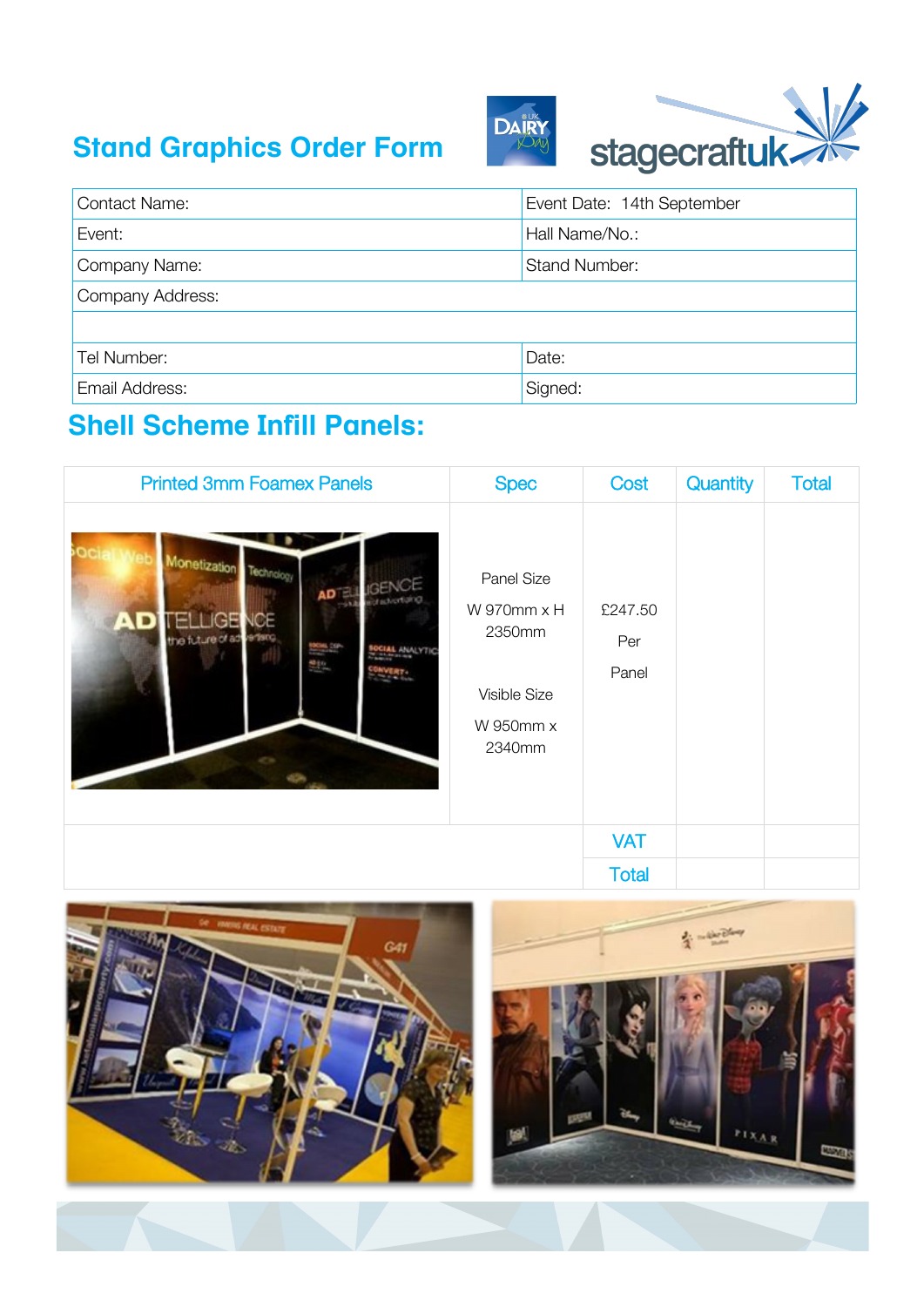# Stand Graphics Order Form

| Contact Name: | Event Date: 14th September |
|---|---|
| Event: | Hall Name/No.: |
| Company Name: | Stand Number: |
| Company Address: | |
| | |
| Tel Number: | Date: |
| Email Address: | Signed: |

## Shell Scheme Infill Panels:

| Printed 3mm Foamex Panels | Spec | Cost | Quantity | Total |
|---|---|---|---|---|
| | Panel Size<br>W 970mm x H 2350mm<br><br>Visible Size<br>W 950mm x 2340mm | £247.50<br>Per<br>Panel | | |
| | | VAT | | |
| | | Total | | |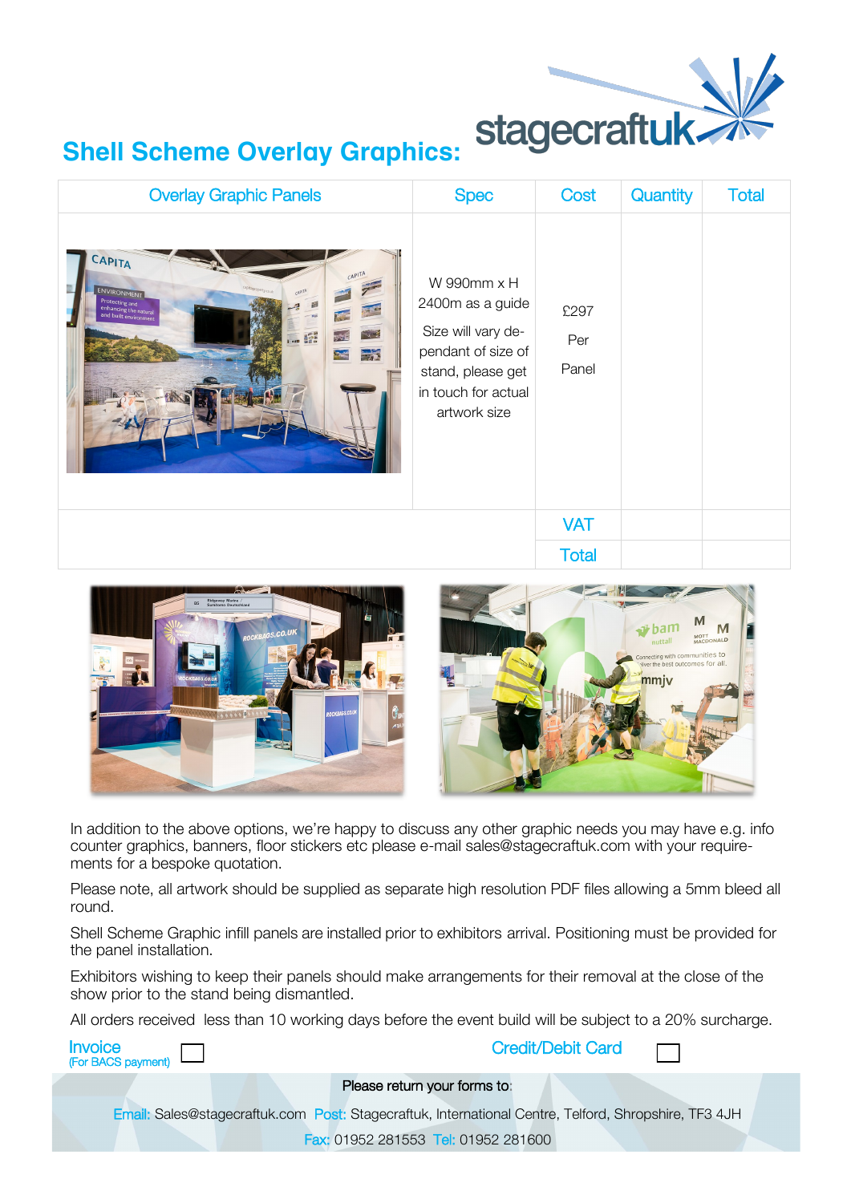# Shell Scheme Overlay Graphics:

| Overlay Graphic Panels | Spec | Cost | Quantity | Total |
|---|---|---|---|---|
| | W 990mm x H 2400m as a guide<br>Size will vary dependant of size of stand, please get in touch for actual artwork size | £297<br>Per<br>Panel | | |
| | | VAT | | |
| | | Total | | |

In addition to the above options, we're happy to discuss any other graphic needs you may have e.g. info counter graphics, banners, floor stickers etc please e-mail sales@stagecraftuk.com with your requirements for a bespoke quotation.

Please note, all artwork should be supplied as separate high resolution PDF files allowing a 5mm bleed all round.

Shell Scheme Graphic infill panels are installed prior to exhibitors arrival. Positioning must be provided for the panel installation.

Exhibitors wishing to keep their panels should make arrangements for their removal at the close of the show prior to the stand being dismantled.

All orders received less than 10 working days before the event build will be subject to a 20% surcharge.

Invoice (For BACS payment) ☐ Credit/Debit Card ☐

Please return your forms to:

Email: Sales@stagecraftuk.com Post: Stagecraftuk, International Centre, Telford, Shropshire, TF3 4JH

Fax: 01952 281553 Tel: 01952 281600